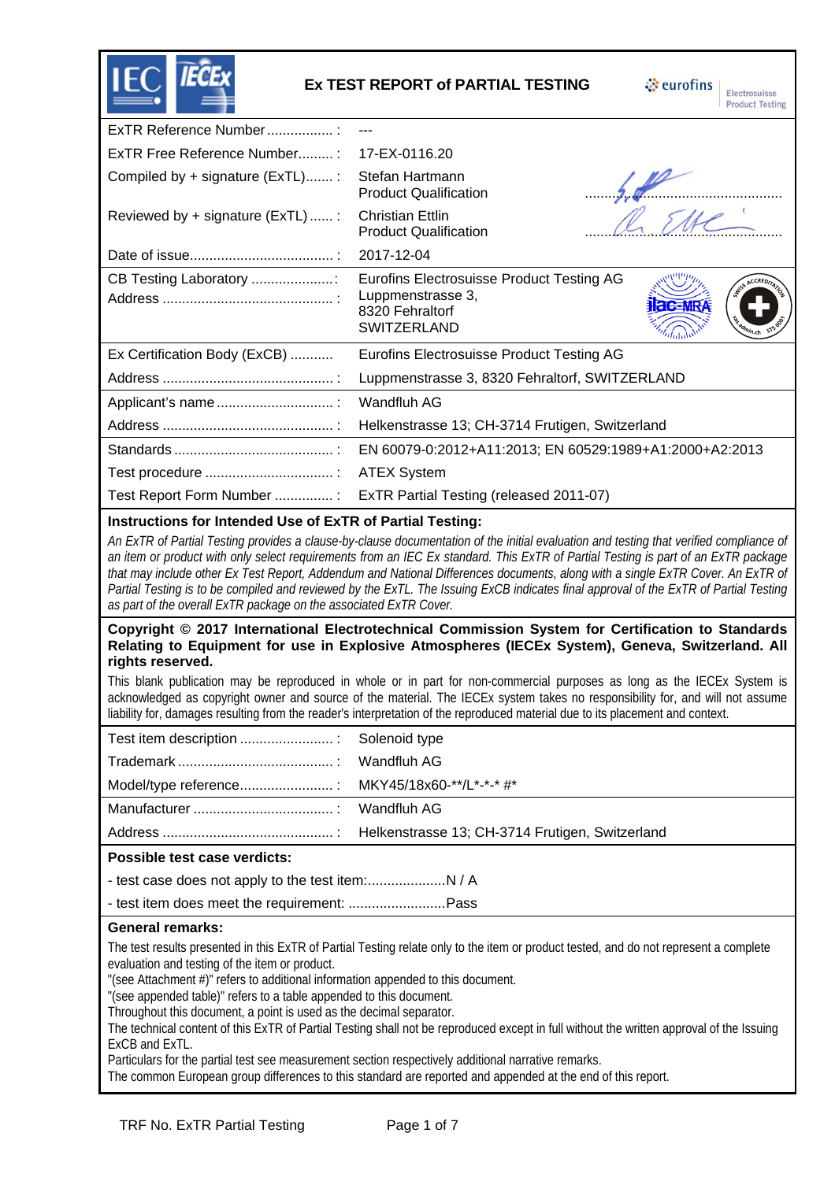# Ex TEST REPORT of PARTIAL TESTING

| | |
|---|---|
| ExTR Reference Number ................. : | --- |
| ExTR Free Reference Number......... : | 17-EX-0116.20 |
| Compiled by + signature (ExTL)....... : | Stefan Hartmann<br>Product Qualification |
| Reviewed by + signature (ExTL) ...... : | Christian Ettlin<br>Product Qualification |
| Date of issue..................................... : | 2017-12-04 |
| CB Testing Laboratory .....................:<br>Address ............................................ : | Eurofins Electrosuisse Product Testing AG<br>Luppmenstrasse 3,<br>8320 Fehraltorf<br>SWITZERLAND |
| Ex Certification Body (ExCB) ........... | Eurofins Electrosuisse Product Testing AG |
| Address ............................................ : | Luppmenstrasse 3, 8320 Fehraltorf, SWITZERLAND |
| Applicant's name .............................. : | Wandfluh AG |
| Address ............................................ : | Helkenstrasse 13; CH-3714 Frutigen, Switzerland |
| Standards .......................................... : | EN 60079-0:2012+A11:2013; EN 60529:1989+A1:2000+A2:2013 |
| Test procedure ................................. : | ATEX System |
| Test Report Form Number ............... : | ExTR Partial Testing (released 2011-07) |

**Instructions for Intended Use of ExTR of Partial Testing:**

*An ExTR of Partial Testing provides a clause-by-clause documentation of the initial evaluation and testing that verified compliance of an item or product with only select requirements from an IEC Ex standard. This ExTR of Partial Testing is part of an ExTR package that may include other Ex Test Report, Addendum and National Differences documents, along with a single ExTR Cover. An ExTR of Partial Testing is to be compiled and reviewed by the ExTL. The Issuing ExCB indicates final approval of the ExTR of Partial Testing as part of the overall ExTR package on the associated ExTR Cover.*

**Copyright © 2017 International Electrotechnical Commission System for Certification to Standards Relating to Equipment for use in Explosive Atmospheres (IECEx System), Geneva, Switzerland. All rights reserved.**

This blank publication may be reproduced in whole or in part for non-commercial purposes as long as the IECEx System is acknowledged as copyright owner and source of the material. The IECEx system takes no responsibility for, and will not assume liability for, damages resulting from the reader's interpretation of the reproduced material due to its placement and context.

| | |
|---|---|
| Test item description ........................ : | Solenoid type |
| Trademark ........................................ : | Wandfluh AG |
| Model/type reference........................ : | MKY45/18x60-**/L*-*-* #* |
| Manufacturer .................................... : | Wandfluh AG |
| Address ............................................ : | Helkenstrasse 13; CH-3714 Frutigen, Switzerland |

**Possible test case verdicts:**

- test case does not apply to the test item:....................N / A
- test item does meet the requirement: .........................Pass

**General remarks:**

The test results presented in this ExTR of Partial Testing relate only to the item or product tested, and do not represent a complete evaluation and testing of the item or product.
"(see Attachment #)" refers to additional information appended to this document.
"(see appended table)" refers to a table appended to this document.
Throughout this document, a point is used as the decimal separator.
The technical content of this ExTR of Partial Testing shall not be reproduced except in full without the written approval of the Issuing ExCB and ExTL.
Particulars for the partial test see measurement section respectively additional narrative remarks.
The common European group differences to this standard are reported and appended at the end of this report.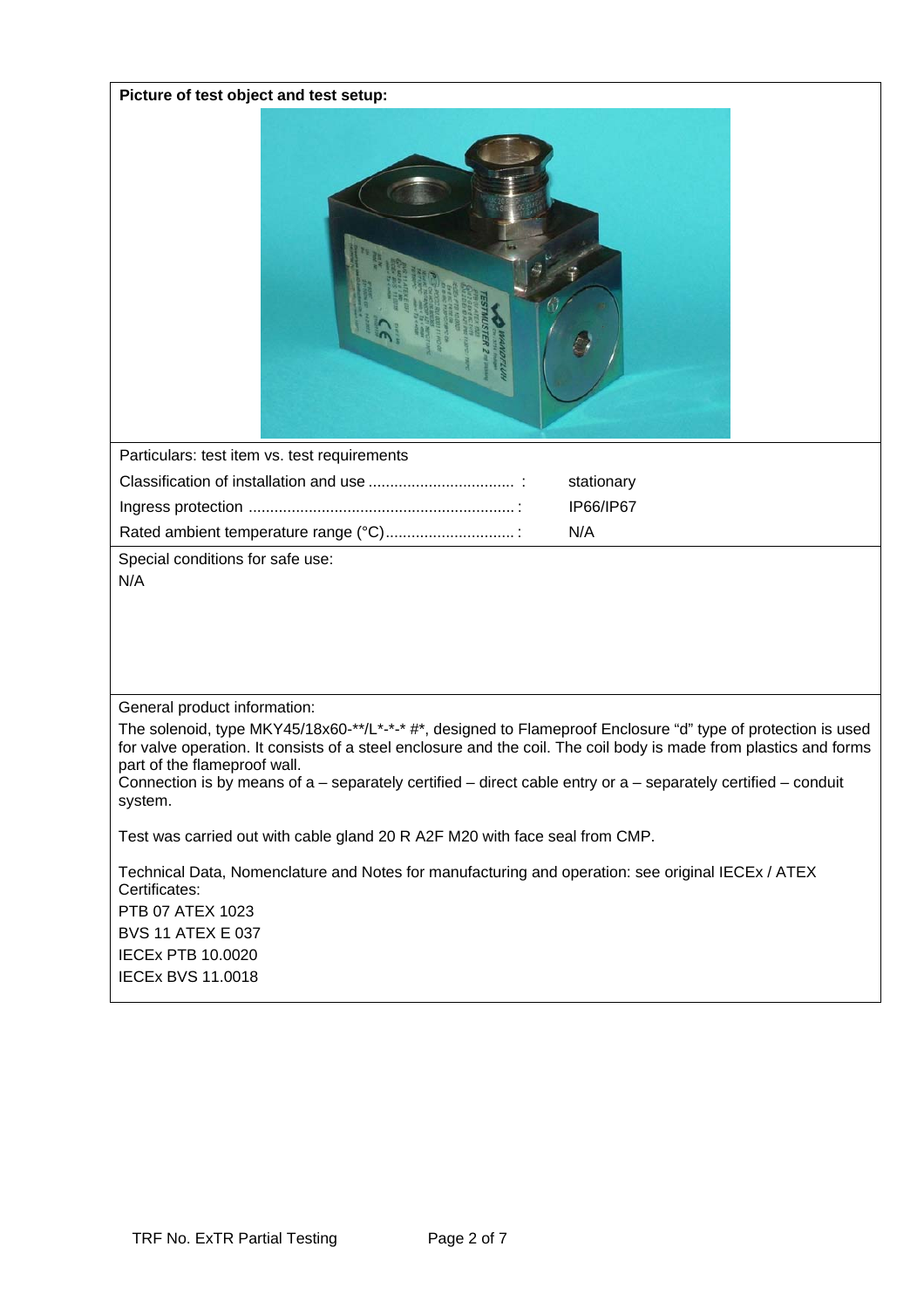**Picture of test object and test setup:**

Particulars: test item vs. test requirements

| | |
|---|---|
| Classification of installation and use .................................. : | stationary |
| Ingress protection ............................................................ : | IP66/IP67 |
| Rated ambient temperature range (°C).............................. : | N/A |

Special conditions for safe use:

N/A

General product information:

The solenoid, type MKY45/18x60-**/L*-*-* #*, designed to Flameproof Enclosure "d" type of protection is used for valve operation. It consists of a steel enclosure and the coil. The coil body is made from plastics and forms part of the flameproof wall.
Connection is by means of a – separately certified – direct cable entry or a – separately certified – conduit system.

Test was carried out with cable gland 20 R A2F M20 with face seal from CMP.

Technical Data, Nomenclature and Notes for manufacturing and operation: see original IECEx / ATEX Certificates:

PTB 07 ATEX 1023

BVS 11 ATEX E 037

IECEx PTB 10.0020

IECEx BVS 11.0018

TRF No. ExTR Partial Testing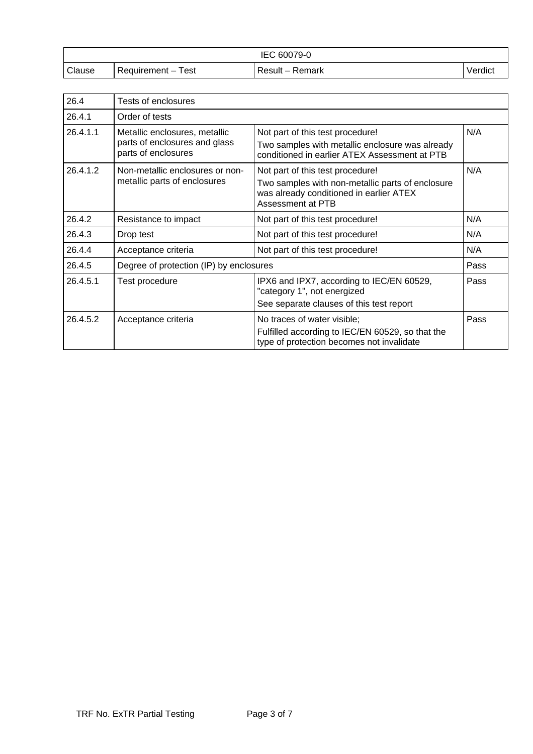| IEC 60079-0 | | | |
|---|---|---|---|
| Clause | Requirement – Test | Result – Remark | Verdict |
| 26.4 | Tests of enclosures | | |
| 26.4.1 | Order of tests | | |
| 26.4.1.1 | Metallic enclosures, metallic parts of enclosures and glass parts of enclosures | Not part of this test procedure!<br>Two samples with metallic enclosure was already conditioned in earlier ATEX Assessment at PTB | N/A |
| 26.4.1.2 | Non-metallic enclosures or non-metallic parts of enclosures | Not part of this test procedure!<br>Two samples with non-metallic parts of enclosure was already conditioned in earlier ATEX Assessment at PTB | N/A |
| 26.4.2 | Resistance to impact | Not part of this test procedure! | N/A |
| 26.4.3 | Drop test | Not part of this test procedure! | N/A |
| 26.4.4 | Acceptance criteria | Not part of this test procedure! | N/A |
| 26.4.5 | Degree of protection (IP) by enclosures | | Pass |
| 26.4.5.1 | Test procedure | IPX6 and IPX7, according to IEC/EN 60529, "category 1", not energized<br>See separate clauses of this test report | Pass |
| 26.4.5.2 | Acceptance criteria | No traces of water visible;<br>Fulfilled according to IEC/EN 60529, so that the type of protection becomes not invalidate | Pass |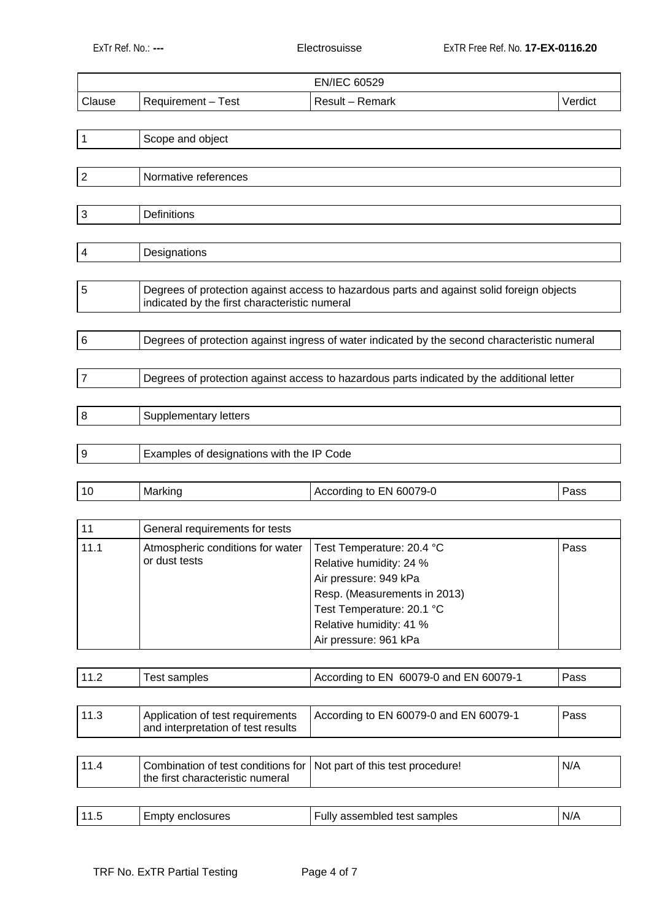| EN/IEC 60529 | | | |
|---|---|---|---|
| Clause | Requirement – Test | Result – Remark | Verdict |
| 1 | Scope and object | | |
| 2 | Normative references | | |
| 3 | Definitions | | |
| 4 | Designations | | |
| 5 | Degrees of protection against access to hazardous parts and against solid foreign objects indicated by the first characteristic numeral | | |
| 6 | Degrees of protection against ingress of water indicated by the second characteristic numeral | | |
| 7 | Degrees of protection against access to hazardous parts indicated by the additional letter | | |
| 8 | Supplementary letters | | |
| 9 | Examples of designations with the IP Code | | |
| 10 | Marking | According to EN 60079-0 | Pass |
| 11 | General requirements for tests | | |
| 11.1 | Atmospheric conditions for water or dust tests | Test Temperature: 20.4 °C<br>Relative humidity: 24 %<br>Air pressure: 949 kPa<br>Resp. (Measurements in 2013)<br>Test Temperature: 20.1 °C<br>Relative humidity: 41 %<br>Air pressure: 961 kPa | Pass |
| 11.2 | Test samples | According to EN 60079-0 and EN 60079-1 | Pass |
| 11.3 | Application of test requirements and interpretation of test results | According to EN 60079-0 and EN 60079-1 | Pass |
| 11.4 | Combination of test conditions for the first characteristic numeral | Not part of this test procedure! | N/A |
| 11.5 | Empty enclosures | Fully assembled test samples | N/A |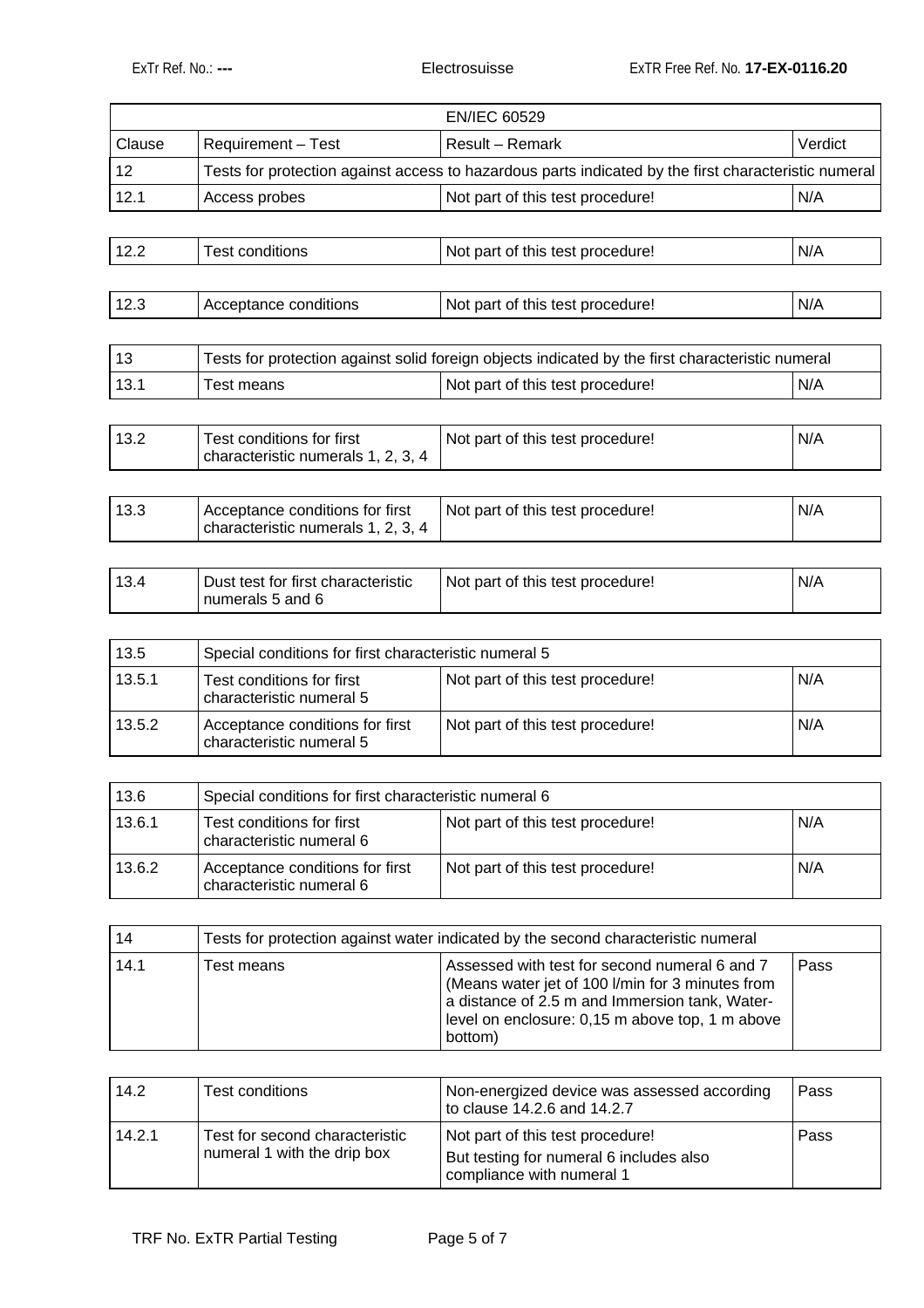| EN/IEC 60529 | | | |
|---|---|---|---|
| Clause | Requirement – Test | Result – Remark | Verdict |
| 12 | Tests for protection against access to hazardous parts indicated by the first characteristic numeral | | |
| 12.1 | Access probes | Not part of this test procedure! | N/A |
| 12.2 | Test conditions | Not part of this test procedure! | N/A |
| 12.3 | Acceptance conditions | Not part of this test procedure! | N/A |
| 13 | Tests for protection against solid foreign objects indicated by the first characteristic numeral | | |
| 13.1 | Test means | Not part of this test procedure! | N/A |
| 13.2 | Test conditions for first characteristic numerals 1, 2, 3, 4 | Not part of this test procedure! | N/A |
| 13.3 | Acceptance conditions for first characteristic numerals 1, 2, 3, 4 | Not part of this test procedure! | N/A |
| 13.4 | Dust test for first characteristic numerals 5 and 6 | Not part of this test procedure! | N/A |
| 13.5 | Special conditions for first characteristic numeral 5 | | |
| 13.5.1 | Test conditions for first characteristic numeral 5 | Not part of this test procedure! | N/A |
| 13.5.2 | Acceptance conditions for first characteristic numeral 5 | Not part of this test procedure! | N/A |
| 13.6 | Special conditions for first characteristic numeral 6 | | |
| 13.6.1 | Test conditions for first characteristic numeral 6 | Not part of this test procedure! | N/A |
| 13.6.2 | Acceptance conditions for first characteristic numeral 6 | Not part of this test procedure! | N/A |
| 14 | Tests for protection against water indicated by the second characteristic numeral | | |
| 14.1 | Test means | Assessed with test for second numeral 6 and 7 (Means water jet of 100 l/min for 3 minutes from a distance of 2.5 m and Immersion tank, Water-level on enclosure: 0,15 m above top, 1 m above bottom) | Pass |
| 14.2 | Test conditions | Non-energized device was assessed according to clause 14.2.6 and 14.2.7 | Pass |
| 14.2.1 | Test for second characteristic numeral 1 with the drip box | Not part of this test procedure!<br>But testing for numeral 6 includes also compliance with numeral 1 | Pass |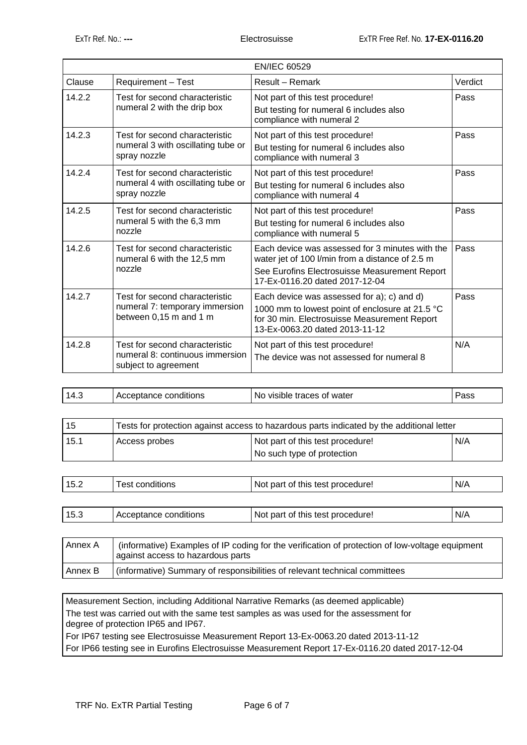| EN/IEC 60529 | | | |
|---|---|---|---|
| Clause | Requirement – Test | Result – Remark | Verdict |
| 14.2.2 | Test for second characteristic numeral 2 with the drip box | Not part of this test procedure!<br>But testing for numeral 6 includes also compliance with numeral 2 | Pass |
| 14.2.3 | Test for second characteristic numeral 3 with oscillating tube or spray nozzle | Not part of this test procedure!<br>But testing for numeral 6 includes also compliance with numeral 3 | Pass |
| 14.2.4 | Test for second characteristic numeral 4 with oscillating tube or spray nozzle | Not part of this test procedure!<br>But testing for numeral 6 includes also compliance with numeral 4 | Pass |
| 14.2.5 | Test for second characteristic numeral 5 with the 6,3 mm nozzle | Not part of this test procedure!<br>But testing for numeral 6 includes also compliance with numeral 5 | Pass |
| 14.2.6 | Test for second characteristic numeral 6 with the 12,5 mm nozzle | Each device was assessed for 3 minutes with the water jet of 100 l/min from a distance of 2.5 m<br>See Eurofins Electrosuisse Measurement Report 17-Ex-0116.20 dated 2017-12-04 | Pass |
| 14.2.7 | Test for second characteristic numeral 7: temporary immersion between 0,15 m and 1 m | Each device was assessed for a); c) and d)<br>1000 mm to lowest point of enclosure at 21.5 °C for 30 min. Electrosuisse Measurement Report 13-Ex-0063.20 dated 2013-11-12 | Pass |
| 14.2.8 | Test for second characteristic numeral 8: continuous immersion subject to agreement | Not part of this test procedure!<br>The device was not assessed for numeral 8 | N/A |

| 14.3 | Acceptance conditions | No visible traces of water | Pass |
|---|---|---|---|

| 15 | Tests for protection against access to hazardous parts indicated by the additional letter | | |
|---|---|---|---|
| 15.1 | Access probes | Not part of this test procedure!<br>No such type of protection | N/A |

| 15.2 | Test conditions | Not part of this test procedure! | N/A |
|---|---|---|---|

| 15.3 | Acceptance conditions | Not part of this test procedure! | N/A |
|---|---|---|---|

| Annex A | (informative) Examples of IP coding for the verification of protection of low-voltage equipment against access to hazardous parts |
|---|---|
| Annex B | (informative) Summary of responsibilities of relevant technical committees |

Measurement Section, including Additional Narrative Remarks (as deemed applicable)

The test was carried out with the same test samples as was used for the assessment for degree of protection IP65 and IP67.

For IP67 testing see Electrosuisse Measurement Report 13-Ex-0063.20 dated 2013-11-12

For IP66 testing see in Eurofins Electrosuisse Measurement Report 17-Ex-0116.20 dated 2017-12-04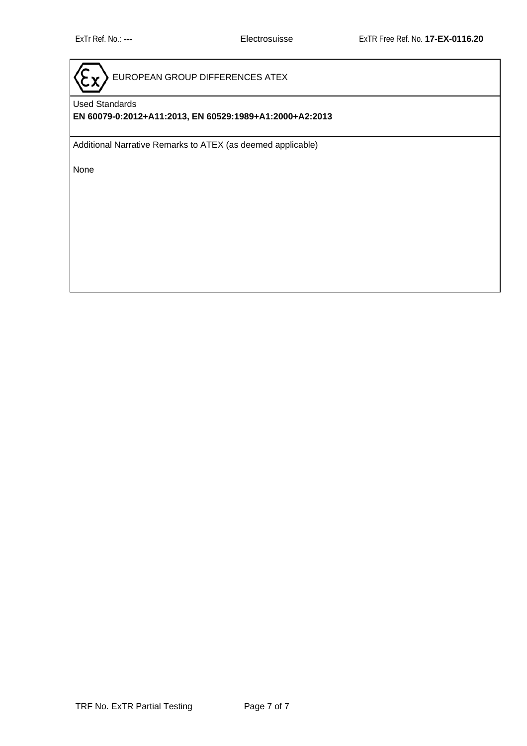EUROPEAN GROUP DIFFERENCES ATEX

Used Standards

**EN 60079-0:2012+A11:2013, EN 60529:1989+A1:2000+A2:2013**

Additional Narrative Remarks to ATEX (as deemed applicable)

None